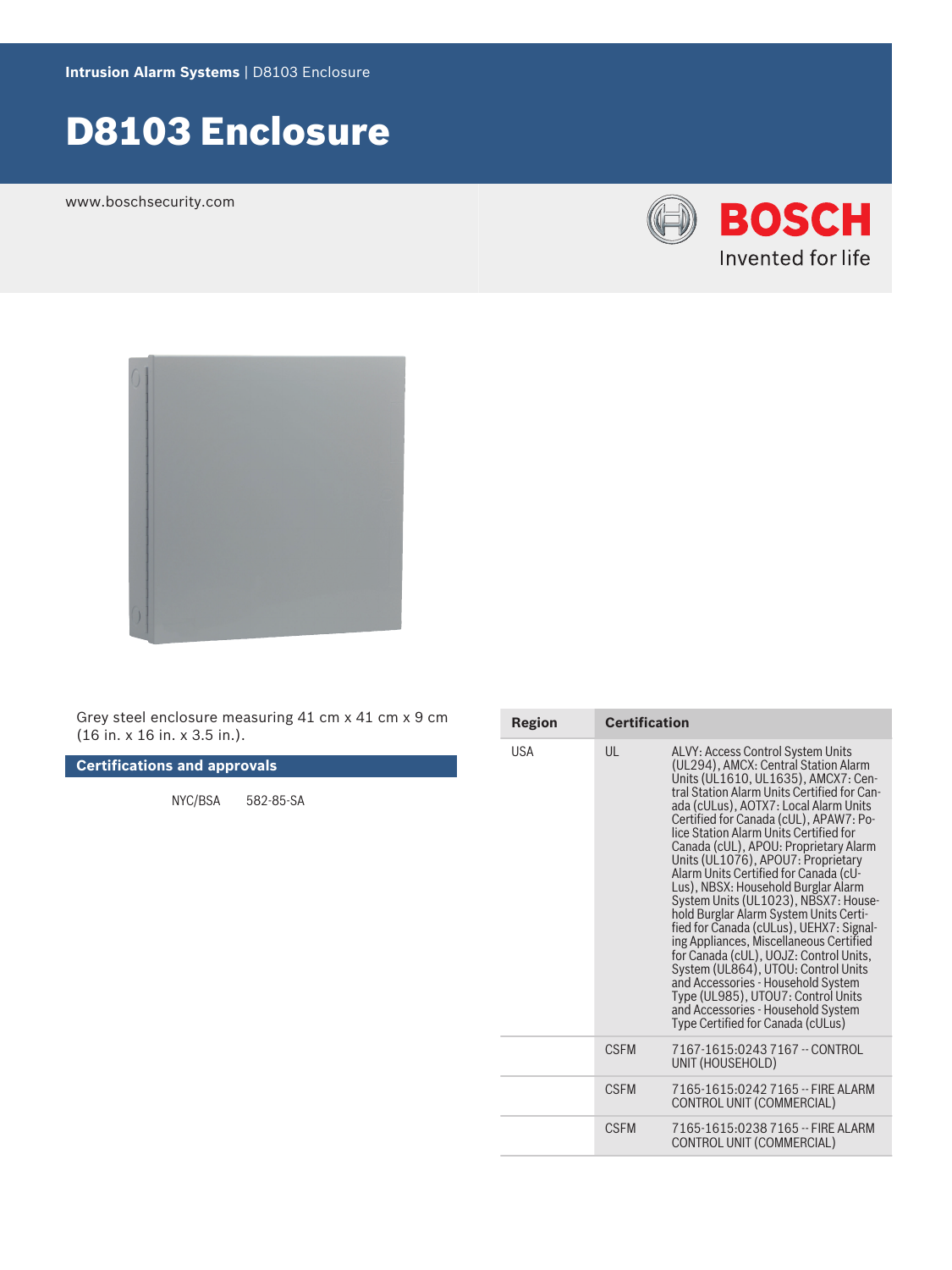Intrusion Alarm Systems | D8103 Enclosure

# D8103 Enclosure

www.boschsecurity.com

Grey steel enclosure measuring 41 cm x 41 cm x 9 cm (16 in. x 16 in. x 3.5 in.).

## Certifications and approvals

| | |
|---|---|
| NYC/BSA | 582-85-SA |

| Region | Certification | |
|---|---|---|
| USA | UL | ALVY: Access Control System Units (UL294), AMCX: Central Station Alarm Units (UL1610, UL1635), AMCX7: Central Station Alarm Units Certified for Canada (cULus), AOTX7: Local Alarm Units Certified for Canada (cUL), APAW7: Police Station Alarm Units Certified for Canada (cUL), APOU: Proprietary Alarm Units (UL1076), APOU7: Proprietary Alarm Units Certified for Canada (cULus), NBSX: Household Burglar Alarm System Units (UL1023), NBSX7: Household Burglar Alarm System Units Certified for Canada (cULus), UEHX7: Signaling Appliances, Miscellaneous Certified for Canada (cUL), UOJZ: Control Units, System (UL864), UTOU: Control Units and Accessories - Household System Type (UL985), UTOU7: Control Units and Accessories - Household System Type Certified for Canada (cULus) |
| | CSFM | 7167-1615:0243 7167 -- CONTROL UNIT (HOUSEHOLD) |
| | CSFM | 7165-1615:0242 7165 -- FIRE ALARM CONTROL UNIT (COMMERCIAL) |
| | CSFM | 7165-1615:0238 7165 -- FIRE ALARM CONTROL UNIT (COMMERCIAL) |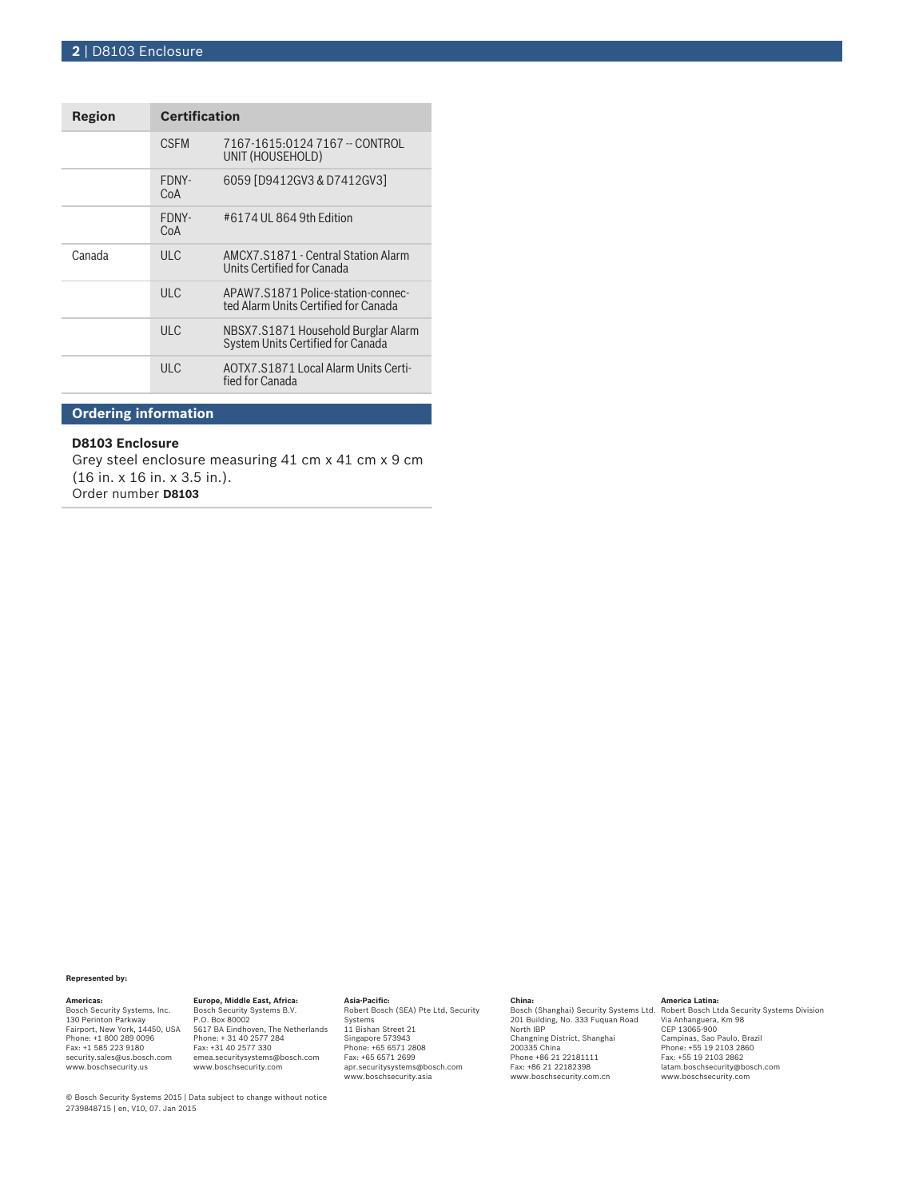| Region | Certification | |
|---|---|---|
| | CSFM | 7167-1615:0124 7167 -- CONTROL UNIT (HOUSEHOLD) |
| | FDNY-CoA | 6059 [D9412GV3 & D7412GV3] |
| | FDNY-CoA | #6174 UL 864 9th Edition |
| Canada | ULC | AMCX7.S1871 - Central Station Alarm Units Certified for Canada |
| | ULC | APAW7.S1871 Police-station-connected Alarm Units Certified for Canada |
| | ULC | NBSX7.S1871 Household Burglar Alarm System Units Certified for Canada |
| | ULC | AOTX7.S1871 Local Alarm Units Certified for Canada |

## Ordering information

**D8103 Enclosure**
Grey steel enclosure measuring 41 cm x 41 cm x 9 cm (16 in. x 16 in. x 3.5 in.).
Order number **D8103**

**Represented by:**

**Americas:**
Bosch Security Systems, Inc.
130 Perinton Parkway
Fairport, New York, 14450, USA
Phone: +1 800 289 0096
Fax: +1 585 223 9180
security.sales@us.bosch.com
www.boschsecurity.us

**Europe, Middle East, Africa:**
Bosch Security Systems B.V.
P.O. Box 80002
5617 BA Eindhoven, The Netherlands
Phone: + 31 40 2577 284
Fax: +31 40 2577 330
emea.securitysystems@bosch.com
www.boschsecurity.com

**Asia-Pacific:**
Robert Bosch (SEA) Pte Ltd, Security Systems
11 Bishan Street 21
Singapore 573943
Phone: +65 6571 2808
Fax: +65 6571 2699
apr.securitysystems@bosch.com
www.boschsecurity.asia

**China:**
Bosch (Shanghai) Security Systems Ltd.
201 Building, No. 333 Fuquan Road
North IBP
Changning District, Shanghai
200335 China
Phone +86 21 22181111
Fax: +86 21 22182398
www.boschsecurity.com.cn

**America Latina:**
Robert Bosch Ltda Security Systems Division
Via Anhanguera, Km 98
CEP 13065-900
Campinas, Sao Paulo, Brazil
Phone: +55 19 2103 2860
Fax: +55 19 2103 2862
latam.boschsecurity@bosch.com
www.boschsecurity.com

© Bosch Security Systems 2015 | Data subject to change without notice
2739848715 | en, V10, 07. Jan 2015